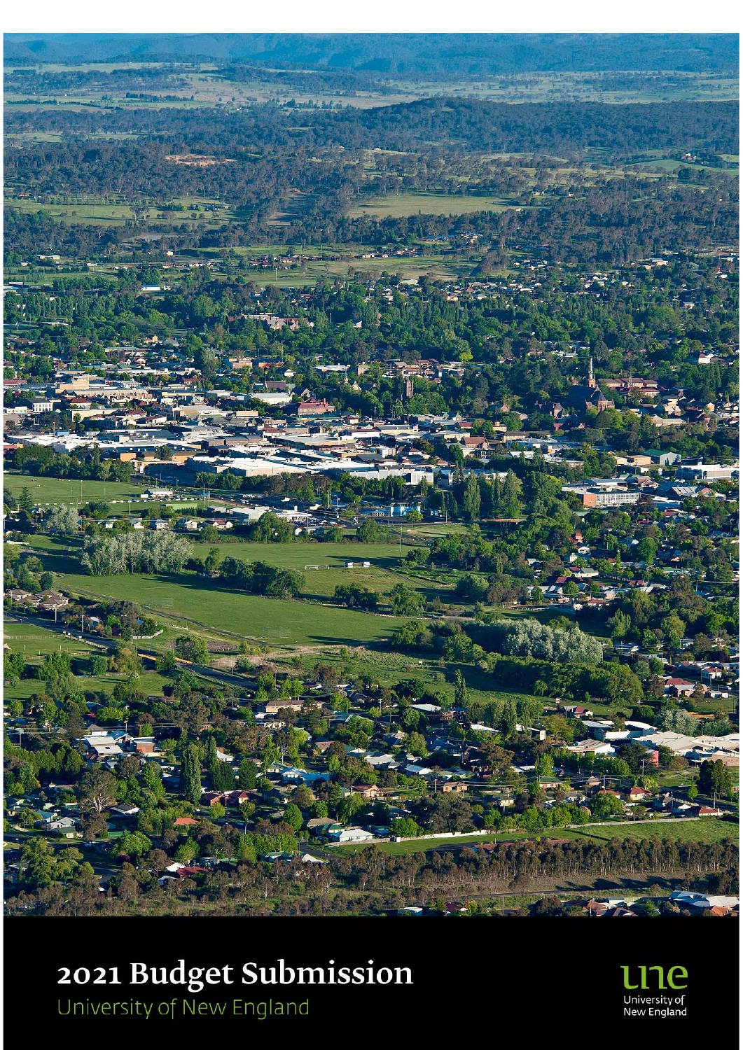# 2021 Budget Submission

University of New England

une
University of New England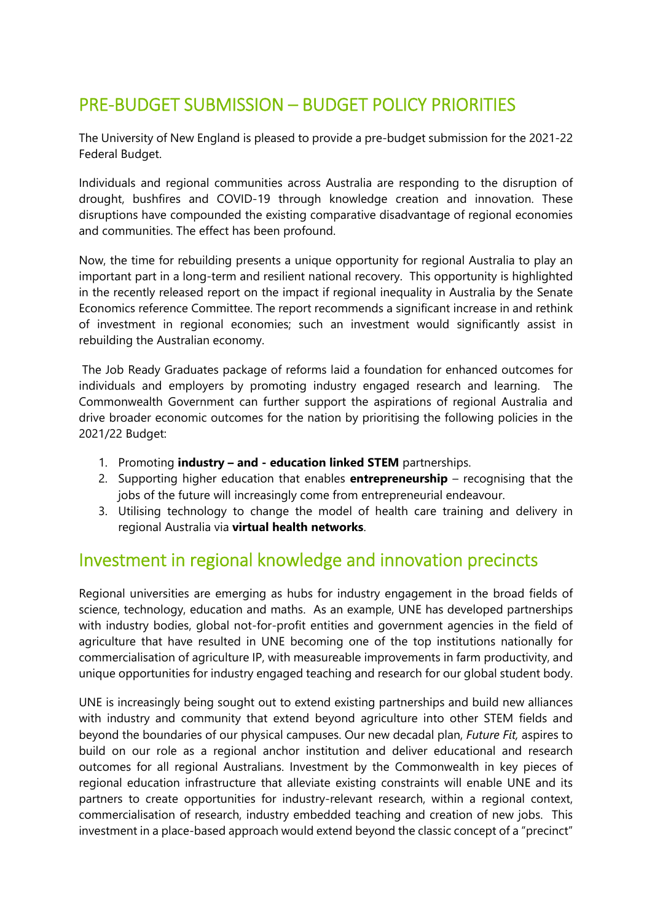## PRE-BUDGET SUBMISSION – BUDGET POLICY PRIORITIES

The University of New England is pleased to provide a pre-budget submission for the 2021-22 Federal Budget.

Individuals and regional communities across Australia are responding to the disruption of drought, bushfires and COVID-19 through knowledge creation and innovation. These disruptions have compounded the existing comparative disadvantage of regional economies and communities. The effect has been profound.

Now, the time for rebuilding presents a unique opportunity for regional Australia to play an important part in a long-term and resilient national recovery. This opportunity is highlighted in the recently released report on the impact if regional inequality in Australia by the Senate Economics reference Committee. The report recommends a significant increase in and rethink of investment in regional economies; such an investment would significantly assist in rebuilding the Australian economy.

The Job Ready Graduates package of reforms laid a foundation for enhanced outcomes for individuals and employers by promoting industry engaged research and learning. The Commonwealth Government can further support the aspirations of regional Australia and drive broader economic outcomes for the nation by prioritising the following policies in the 2021/22 Budget:

1. Promoting **industry – and - education linked STEM** partnerships.
2. Supporting higher education that enables **entrepreneurship** – recognising that the jobs of the future will increasingly come from entrepreneurial endeavour.
3. Utilising technology to change the model of health care training and delivery in regional Australia via **virtual health networks**.

## Investment in regional knowledge and innovation precincts

Regional universities are emerging as hubs for industry engagement in the broad fields of science, technology, education and maths. As an example, UNE has developed partnerships with industry bodies, global not-for-profit entities and government agencies in the field of agriculture that have resulted in UNE becoming one of the top institutions nationally for commercialisation of agriculture IP, with measureable improvements in farm productivity, and unique opportunities for industry engaged teaching and research for our global student body.

UNE is increasingly being sought out to extend existing partnerships and build new alliances with industry and community that extend beyond agriculture into other STEM fields and beyond the boundaries of our physical campuses. Our new decadal plan, *Future Fit,* aspires to build on our role as a regional anchor institution and deliver educational and research outcomes for all regional Australians. Investment by the Commonwealth in key pieces of regional education infrastructure that alleviate existing constraints will enable UNE and its partners to create opportunities for industry-relevant research, within a regional context, commercialisation of research, industry embedded teaching and creation of new jobs. This investment in a place-based approach would extend beyond the classic concept of a "precinct"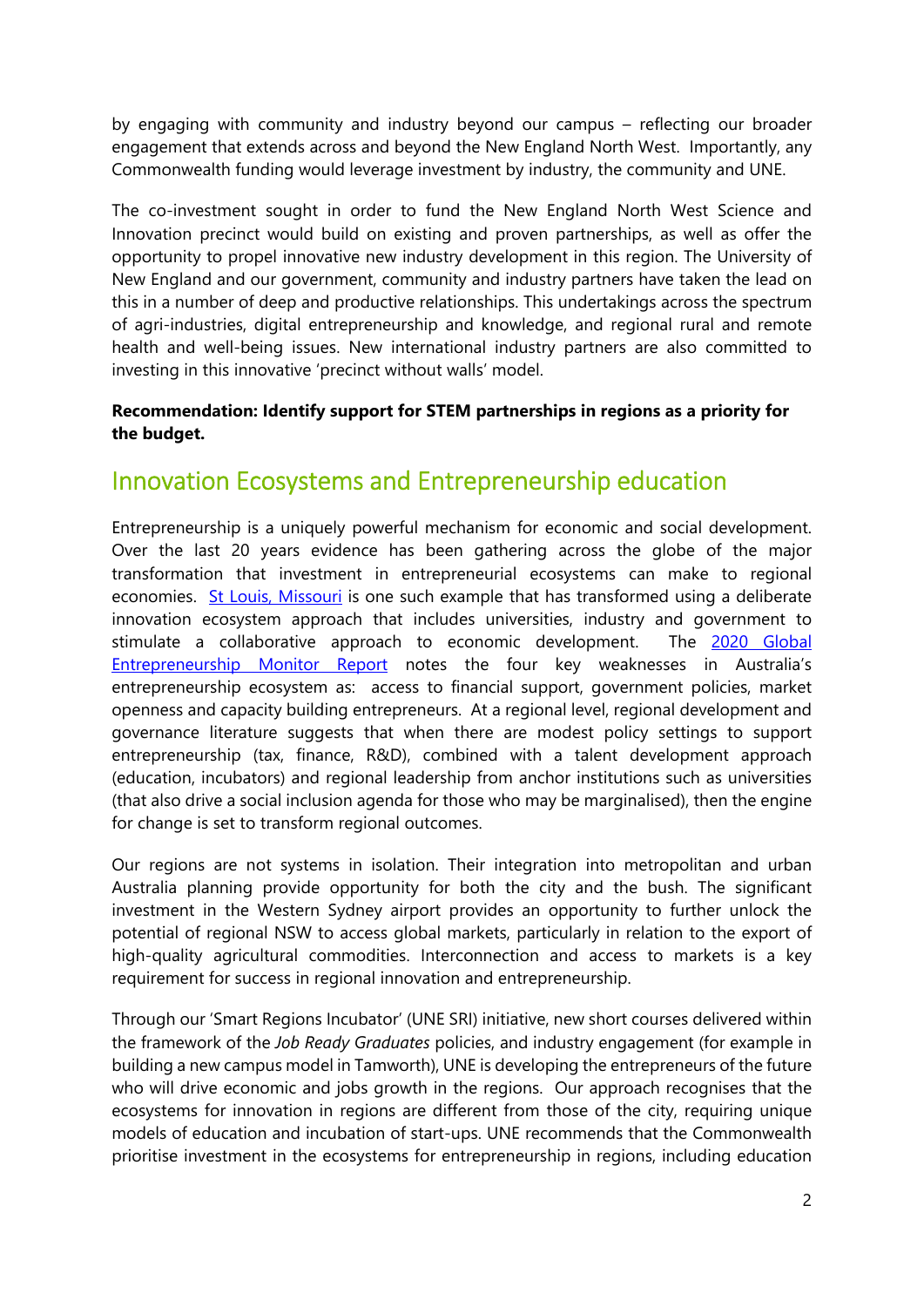by engaging with community and industry beyond our campus – reflecting our broader engagement that extends across and beyond the New England North West. Importantly, any Commonwealth funding would leverage investment by industry, the community and UNE.

The co-investment sought in order to fund the New England North West Science and Innovation precinct would build on existing and proven partnerships, as well as offer the opportunity to propel innovative new industry development in this region. The University of New England and our government, community and industry partners have taken the lead on this in a number of deep and productive relationships. This undertakings across the spectrum of agri-industries, digital entrepreneurship and knowledge, and regional rural and remote health and well-being issues. New international industry partners are also committed to investing in this innovative 'precinct without walls' model.

**Recommendation: Identify support for STEM partnerships in regions as a priority for the budget.**

## Innovation Ecosystems and Entrepreneurship education

Entrepreneurship is a uniquely powerful mechanism for economic and social development. Over the last 20 years evidence has been gathering across the globe of the major transformation that investment in entrepreneurial ecosystems can make to regional economies. St Louis, Missouri is one such example that has transformed using a deliberate innovation ecosystem approach that includes universities, industry and government to stimulate a collaborative approach to economic development. The 2020 Global Entrepreneurship Monitor Report notes the four key weaknesses in Australia's entrepreneurship ecosystem as: access to financial support, government policies, market openness and capacity building entrepreneurs. At a regional level, regional development and governance literature suggests that when there are modest policy settings to support entrepreneurship (tax, finance, R&D), combined with a talent development approach (education, incubators) and regional leadership from anchor institutions such as universities (that also drive a social inclusion agenda for those who may be marginalised), then the engine for change is set to transform regional outcomes.

Our regions are not systems in isolation. Their integration into metropolitan and urban Australia planning provide opportunity for both the city and the bush. The significant investment in the Western Sydney airport provides an opportunity to further unlock the potential of regional NSW to access global markets, particularly in relation to the export of high-quality agricultural commodities. Interconnection and access to markets is a key requirement for success in regional innovation and entrepreneurship.

Through our 'Smart Regions Incubator' (UNE SRI) initiative, new short courses delivered within the framework of the *Job Ready Graduates* policies, and industry engagement (for example in building a new campus model in Tamworth), UNE is developing the entrepreneurs of the future who will drive economic and jobs growth in the regions. Our approach recognises that the ecosystems for innovation in regions are different from those of the city, requiring unique models of education and incubation of start-ups. UNE recommends that the Commonwealth prioritise investment in the ecosystems for entrepreneurship in regions, including education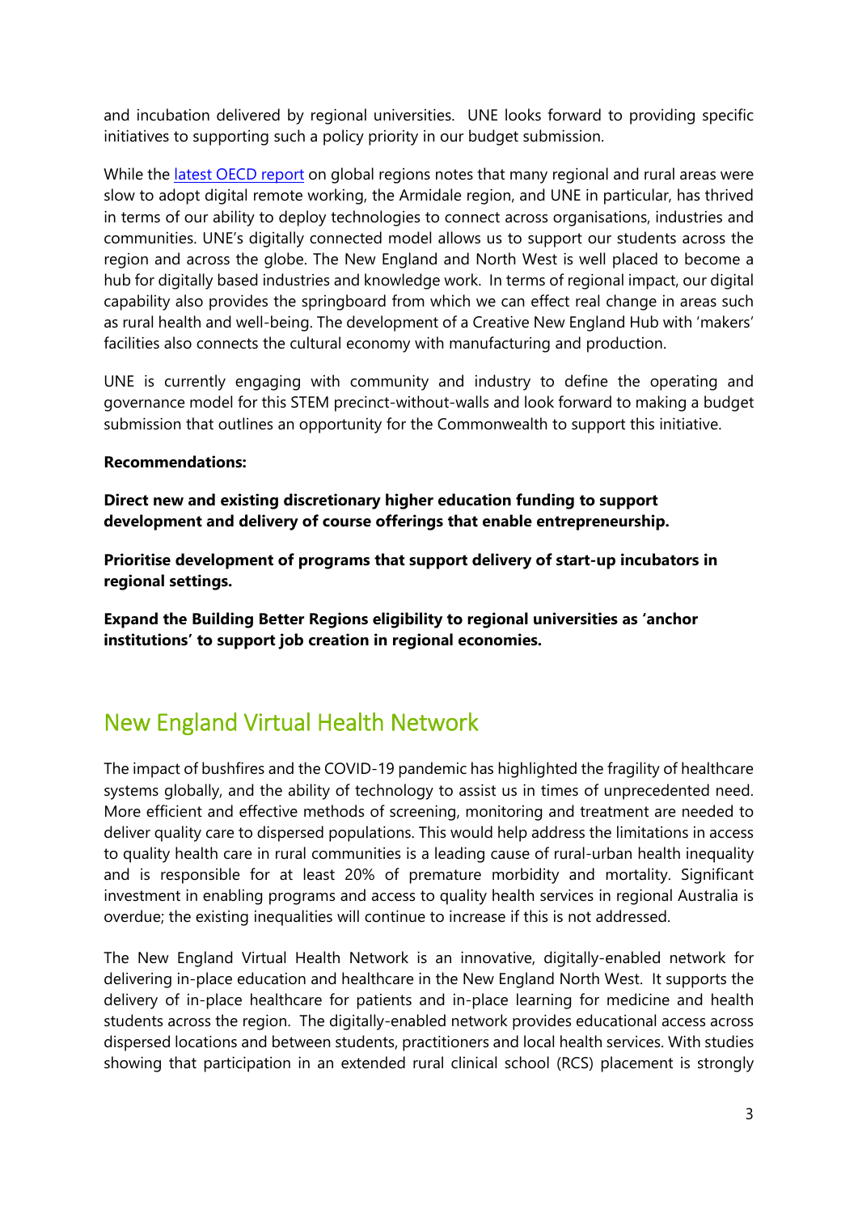and incubation delivered by regional universities. UNE looks forward to providing specific initiatives to supporting such a policy priority in our budget submission.

While the [latest OECD report](#) on global regions notes that many regional and rural areas were slow to adopt digital remote working, the Armidale region, and UNE in particular, has thrived in terms of our ability to deploy technologies to connect across organisations, industries and communities. UNE's digitally connected model allows us to support our students across the region and across the globe. The New England and North West is well placed to become a hub for digitally based industries and knowledge work. In terms of regional impact, our digital capability also provides the springboard from which we can effect real change in areas such as rural health and well-being. The development of a Creative New England Hub with 'makers' facilities also connects the cultural economy with manufacturing and production.

UNE is currently engaging with community and industry to define the operating and governance model for this STEM precinct-without-walls and look forward to making a budget submission that outlines an opportunity for the Commonwealth to support this initiative.

**Recommendations:**

**Direct new and existing discretionary higher education funding to support development and delivery of course offerings that enable entrepreneurship.**

**Prioritise development of programs that support delivery of start-up incubators in regional settings.**

**Expand the Building Better Regions eligibility to regional universities as 'anchor institutions' to support job creation in regional economies.**

## New England Virtual Health Network

The impact of bushfires and the COVID-19 pandemic has highlighted the fragility of healthcare systems globally, and the ability of technology to assist us in times of unprecedented need. More efficient and effective methods of screening, monitoring and treatment are needed to deliver quality care to dispersed populations. This would help address the limitations in access to quality health care in rural communities is a leading cause of rural-urban health inequality and is responsible for at least 20% of premature morbidity and mortality. Significant investment in enabling programs and access to quality health services in regional Australia is overdue; the existing inequalities will continue to increase if this is not addressed.

The New England Virtual Health Network is an innovative, digitally-enabled network for delivering in-place education and healthcare in the New England North West. It supports the delivery of in-place healthcare for patients and in-place learning for medicine and health students across the region. The digitally-enabled network provides educational access across dispersed locations and between students, practitioners and local health services. With studies showing that participation in an extended rural clinical school (RCS) placement is strongly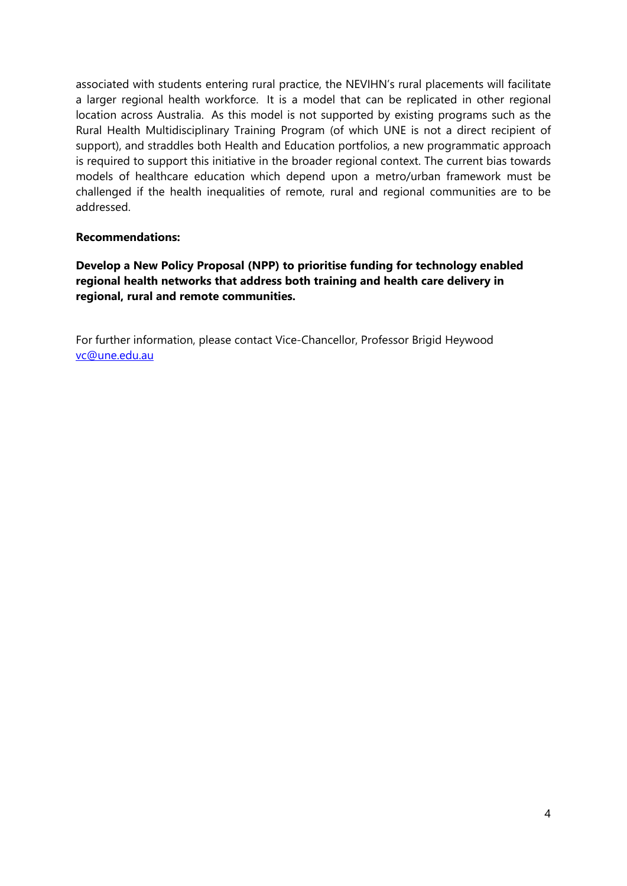associated with students entering rural practice, the NEVIHN's rural placements will facilitate a larger regional health workforce. It is a model that can be replicated in other regional location across Australia. As this model is not supported by existing programs such as the Rural Health Multidisciplinary Training Program (of which UNE is not a direct recipient of support), and straddles both Health and Education portfolios, a new programmatic approach is required to support this initiative in the broader regional context. The current bias towards models of healthcare education which depend upon a metro/urban framework must be challenged if the health inequalities of remote, rural and regional communities are to be addressed.

**Recommendations:**

**Develop a New Policy Proposal (NPP) to prioritise funding for technology enabled regional health networks that address both training and health care delivery in regional, rural and remote communities.**

For further information, please contact Vice-Chancellor, Professor Brigid Heywood
vc@une.edu.au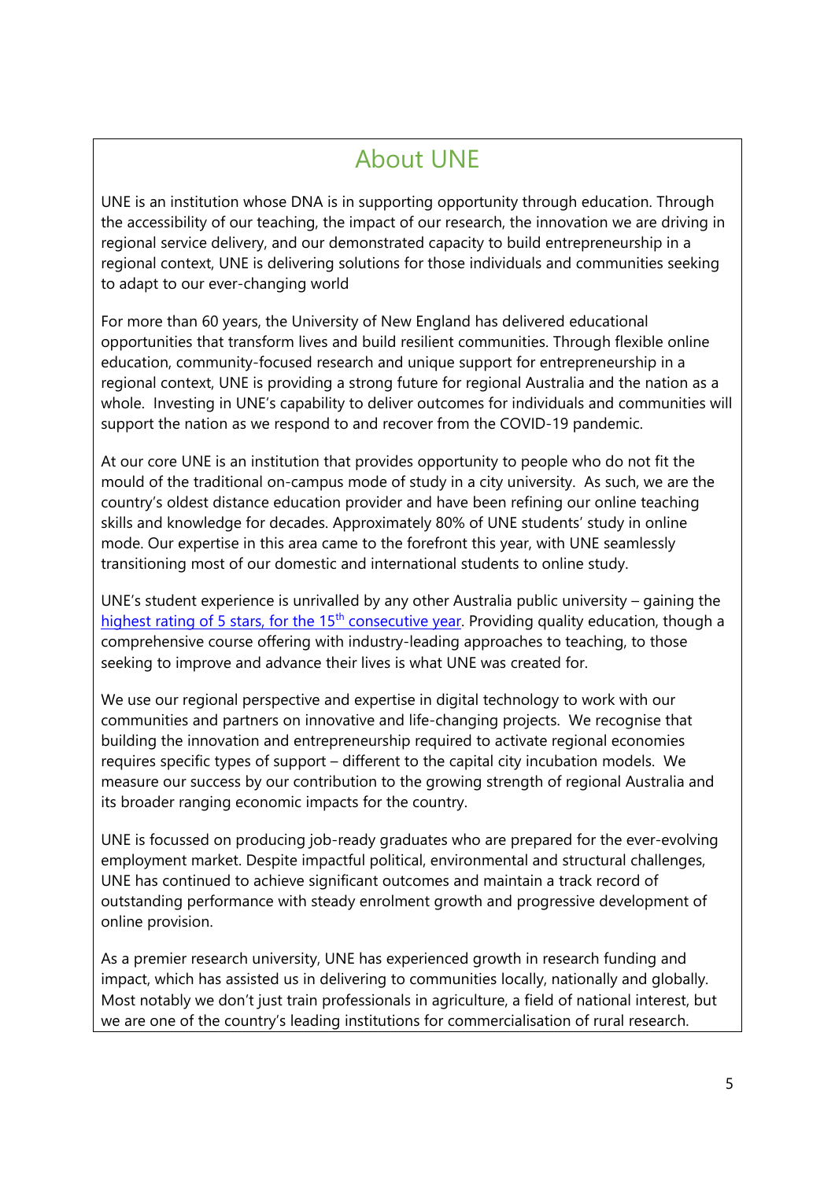## About UNE

UNE is an institution whose DNA is in supporting opportunity through education. Through the accessibility of our teaching, the impact of our research, the innovation we are driving in regional service delivery, and our demonstrated capacity to build entrepreneurship in a regional context, UNE is delivering solutions for those individuals and communities seeking to adapt to our ever-changing world

For more than 60 years, the University of New England has delivered educational opportunities that transform lives and build resilient communities. Through flexible online education, community-focused research and unique support for entrepreneurship in a regional context, UNE is providing a strong future for regional Australia and the nation as a whole. Investing in UNE's capability to deliver outcomes for individuals and communities will support the nation as we respond to and recover from the COVID-19 pandemic.

At our core UNE is an institution that provides opportunity to people who do not fit the mould of the traditional on-campus mode of study in a city university. As such, we are the country's oldest distance education provider and have been refining our online teaching skills and knowledge for decades. Approximately 80% of UNE students' study in online mode. Our expertise in this area came to the forefront this year, with UNE seamlessly transitioning most of our domestic and international students to online study.

UNE's student experience is unrivalled by any other Australia public university – gaining the highest rating of 5 stars, for the 15th consecutive year. Providing quality education, though a comprehensive course offering with industry-leading approaches to teaching, to those seeking to improve and advance their lives is what UNE was created for.

We use our regional perspective and expertise in digital technology to work with our communities and partners on innovative and life-changing projects. We recognise that building the innovation and entrepreneurship required to activate regional economies requires specific types of support – different to the capital city incubation models. We measure our success by our contribution to the growing strength of regional Australia and its broader ranging economic impacts for the country.

UNE is focussed on producing job-ready graduates who are prepared for the ever-evolving employment market. Despite impactful political, environmental and structural challenges, UNE has continued to achieve significant outcomes and maintain a track record of outstanding performance with steady enrolment growth and progressive development of online provision.

As a premier research university, UNE has experienced growth in research funding and impact, which has assisted us in delivering to communities locally, nationally and globally. Most notably we don't just train professionals in agriculture, a field of national interest, but we are one of the country's leading institutions for commercialisation of rural research.